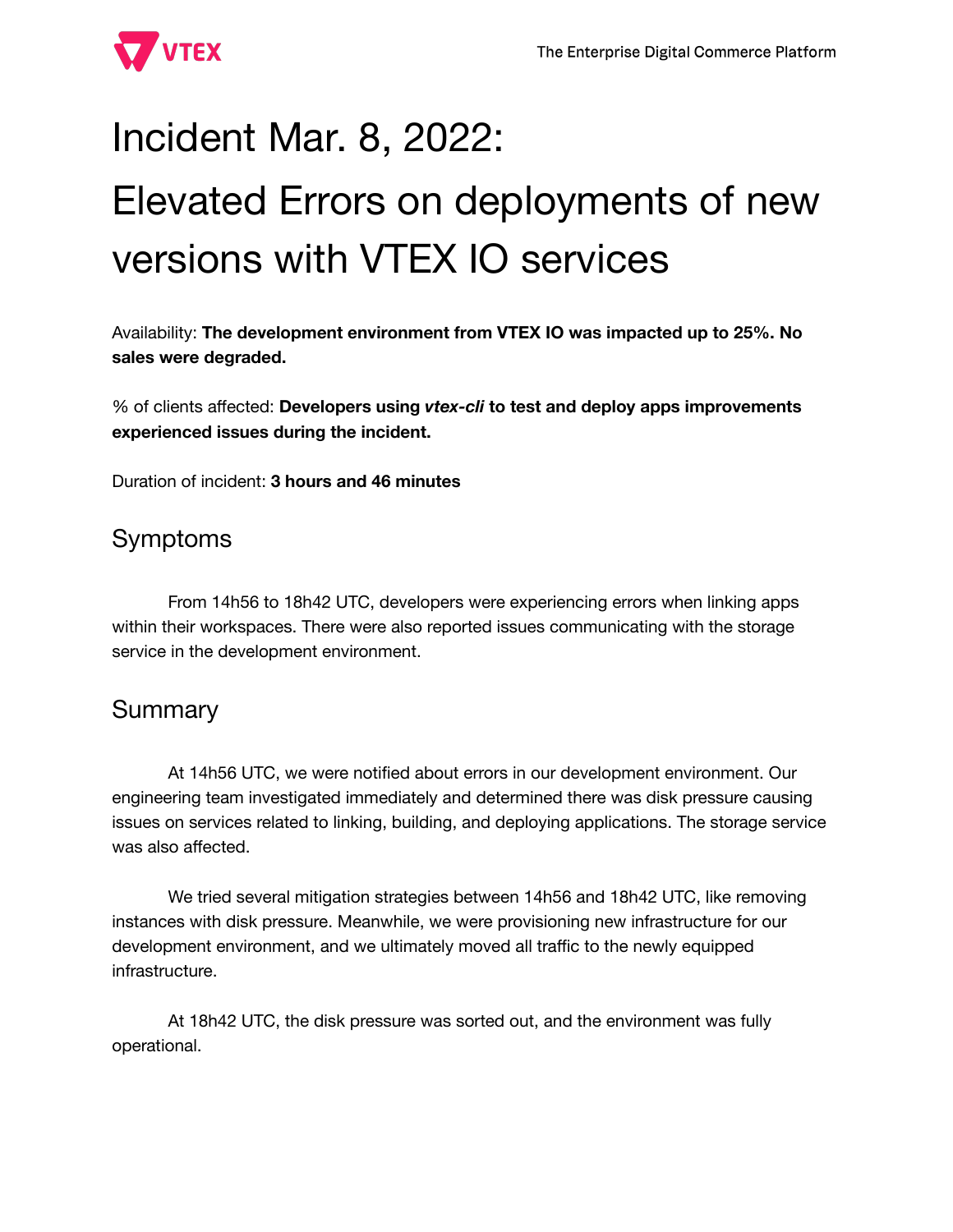# Incident Mar. 8, 2022:
# Elevated Errors on deployments of new versions with VTEX IO services

Availability: **The development environment from VTEX IO was impacted up to 25%. No sales were degraded.**

% of clients affected: **Developers using *vtex-cli* to test and deploy apps improvements experienced issues during the incident.**

Duration of incident: **3 hours and 46 minutes**

## Symptoms

From 14h56 to 18h42 UTC, developers were experiencing errors when linking apps within their workspaces. There were also reported issues communicating with the storage service in the development environment.

## Summary

At 14h56 UTC, we were notified about errors in our development environment. Our engineering team investigated immediately and determined there was disk pressure causing issues on services related to linking, building, and deploying applications. The storage service was also affected.

We tried several mitigation strategies between 14h56 and 18h42 UTC, like removing instances with disk pressure. Meanwhile, we were provisioning new infrastructure for our development environment, and we ultimately moved all traffic to the newly equipped infrastructure.

At 18h42 UTC, the disk pressure was sorted out, and the environment was fully operational.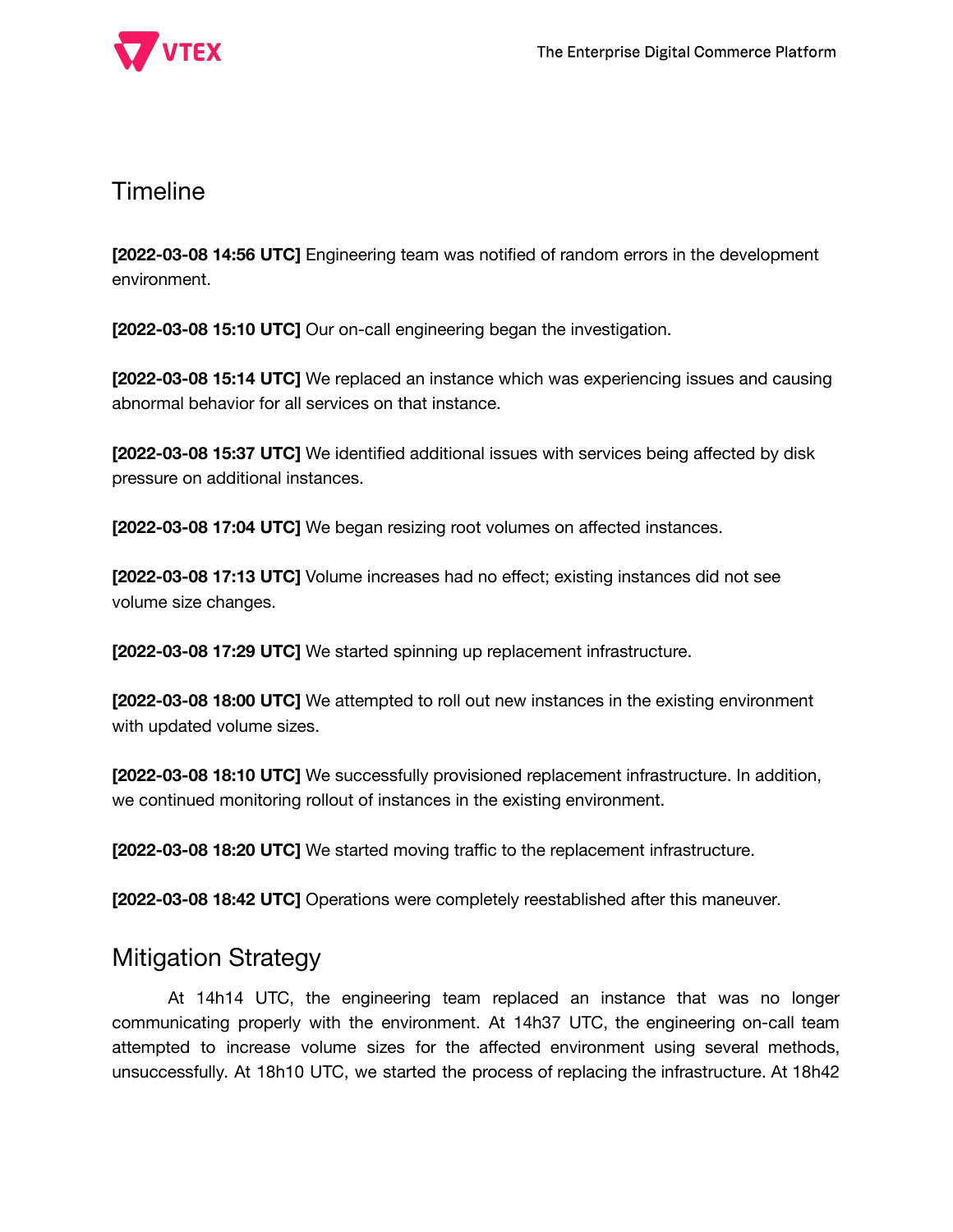## Timeline

**[2022-03-08 14:56 UTC]** Engineering team was notified of random errors in the development environment.

**[2022-03-08 15:10 UTC]** Our on-call engineering began the investigation.

**[2022-03-08 15:14 UTC]** We replaced an instance which was experiencing issues and causing abnormal behavior for all services on that instance.

**[2022-03-08 15:37 UTC]** We identified additional issues with services being affected by disk pressure on additional instances.

**[2022-03-08 17:04 UTC]** We began resizing root volumes on affected instances.

**[2022-03-08 17:13 UTC]** Volume increases had no effect; existing instances did not see volume size changes.

**[2022-03-08 17:29 UTC]** We started spinning up replacement infrastructure.

**[2022-03-08 18:00 UTC]** We attempted to roll out new instances in the existing environment with updated volume sizes.

**[2022-03-08 18:10 UTC]** We successfully provisioned replacement infrastructure. In addition, we continued monitoring rollout of instances in the existing environment.

**[2022-03-08 18:20 UTC]** We started moving traffic to the replacement infrastructure.

**[2022-03-08 18:42 UTC]** Operations were completely reestablished after this maneuver.

## Mitigation Strategy

At 14h14 UTC, the engineering team replaced an instance that was no longer communicating properly with the environment. At 14h37 UTC, the engineering on-call team attempted to increase volume sizes for the affected environment using several methods, unsuccessfully. At 18h10 UTC, we started the process of replacing the infrastructure. At 18h42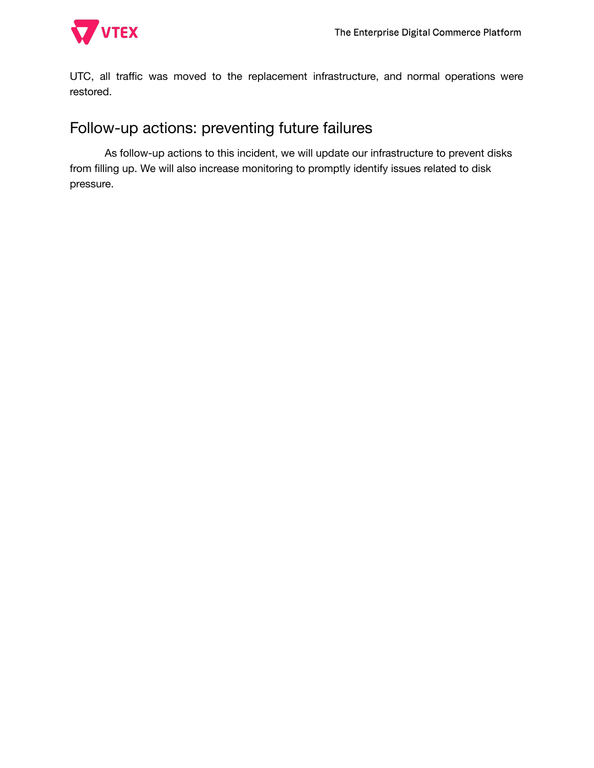UTC, all traffic was moved to the replacement infrastructure, and normal operations were restored.

## Follow-up actions: preventing future failures

As follow-up actions to this incident, we will update our infrastructure to prevent disks from filling up. We will also increase monitoring to promptly identify issues related to disk pressure.